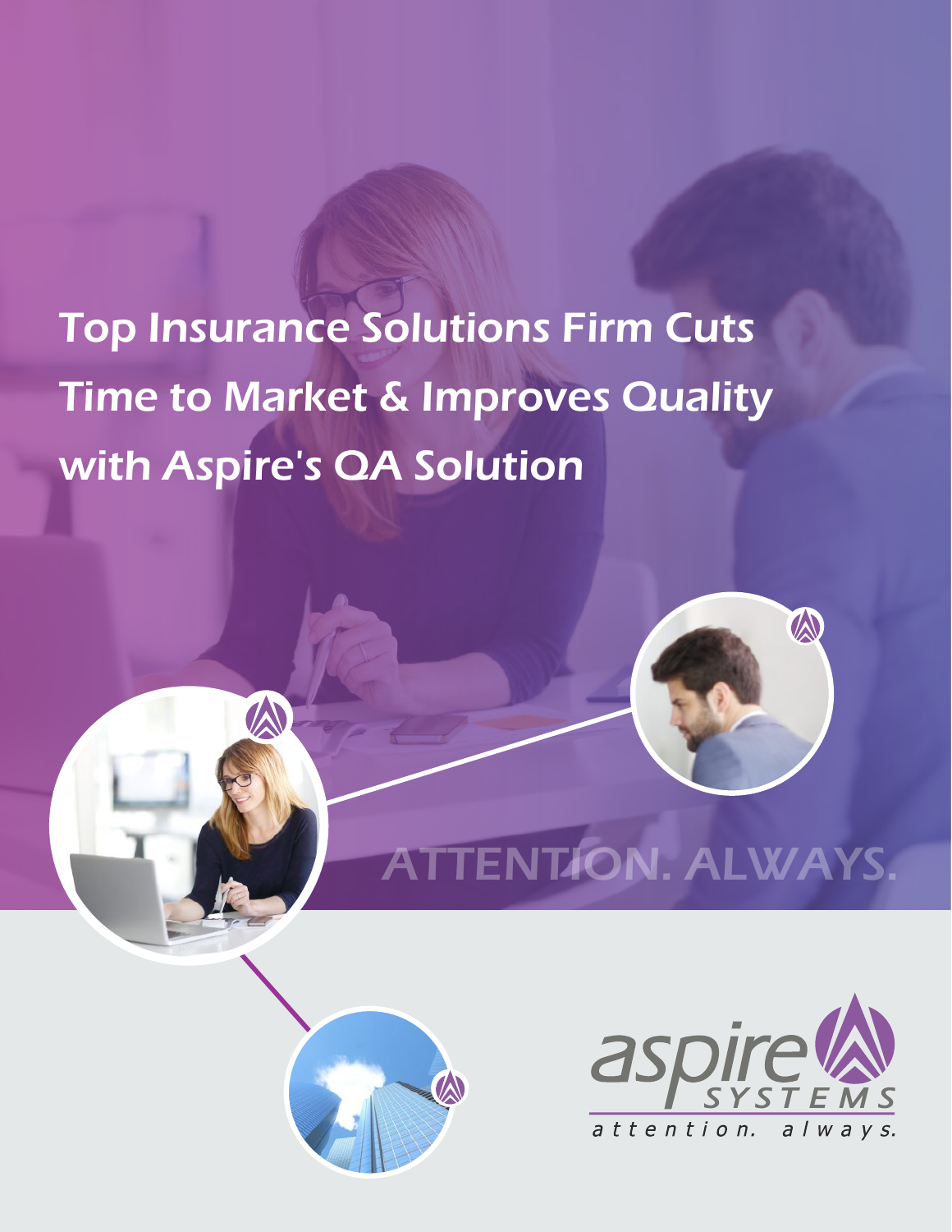# Top Insurance Solutions Firm Cuts Time to Market & Improves Quality with Aspire's QA Solution

ATTENTION. ALWAYS.

aspire SYSTEMS

attention. always.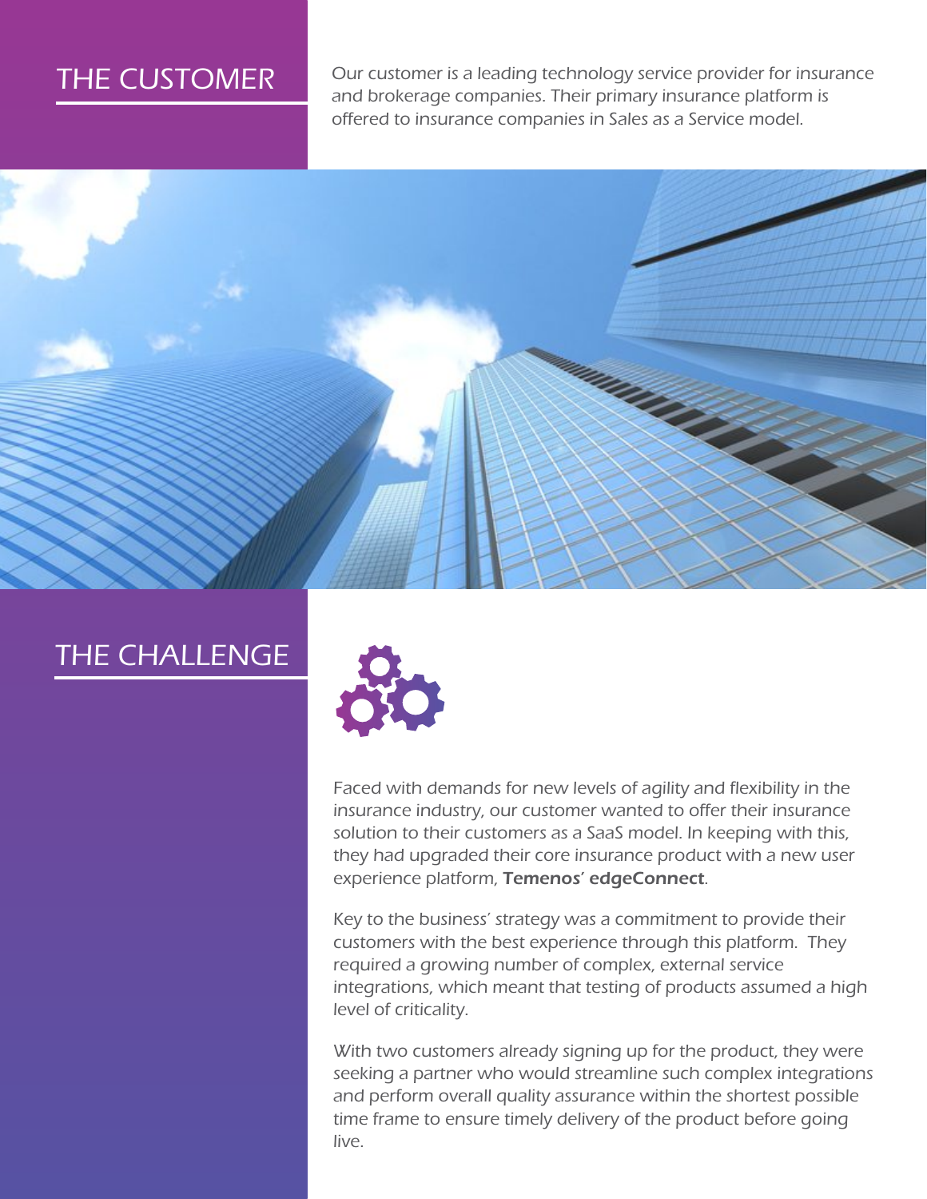## THE CUSTOMER

Our customer is a leading technology service provider for insurance and brokerage companies. Their primary insurance platform is offered to insurance companies in Sales as a Service model.

## THE CHALLENGE

Faced with demands for new levels of agility and flexibility in the insurance industry, our customer wanted to offer their insurance solution to their customers as a SaaS model. In keeping with this, they had upgraded their core insurance product with a new user experience platform, **Temenos' edgeConnect**.

Key to the business' strategy was a commitment to provide their customers with the best experience through this platform. They required a growing number of complex, external service integrations, which meant that testing of products assumed a high level of criticality.

With two customers already signing up for the product, they were seeking a partner who would streamline such complex integrations and perform overall quality assurance within the shortest possible time frame to ensure timely delivery of the product before going live.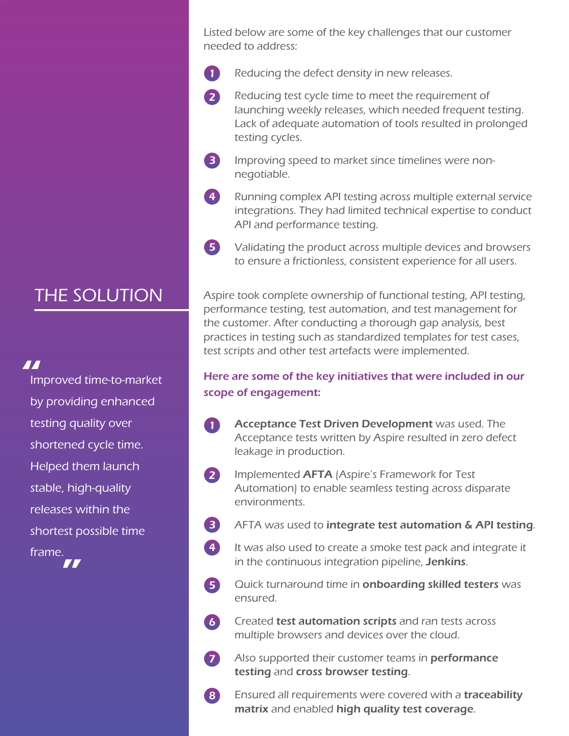Listed below are some of the key challenges that our customer needed to address:

1. Reducing the defect density in new releases.
2. Reducing test cycle time to meet the requirement of launching weekly releases, which needed frequent testing. Lack of adequate automation of tools resulted in prolonged testing cycles.
3. Improving speed to market since timelines were non-negotiable.
4. Running complex API testing across multiple external service integrations. They had limited technical expertise to conduct API and performance testing.
5. Validating the product across multiple devices and browsers to ensure a frictionless, consistent experience for all users.

## THE SOLUTION

> "Improved time-to-market by providing enhanced testing quality over shortened cycle time. Helped them launch stable, high-quality releases within the shortest possible time frame."

Aspire took complete ownership of functional testing, API testing, performance testing, test automation, and test management for the customer. After conducting a thorough gap analysis, best practices in testing such as standardized templates for test cases, test scripts and other test artefacts were implemented.

### Here are some of the key initiatives that were included in our scope of engagement:

1. **Acceptance Test Driven Development** was used. The Acceptance tests written by Aspire resulted in zero defect leakage in production.
2. Implemented **AFTA** (Aspire's Framework for Test Automation) to enable seamless testing across disparate environments.
3. AFTA was used to **integrate test automation & API testing**.
4. It was also used to create a smoke test pack and integrate it in the continuous integration pipeline, **Jenkins**.
5. Quick turnaround time in **onboarding skilled testers** was ensured.
6. Created **test automation scripts** and ran tests across multiple browsers and devices over the cloud.
7. Also supported their customer teams in **performance testing** and **cross browser testing**.
8. Ensured all requirements were covered with a **traceability matrix** and enabled **high quality test coverage**.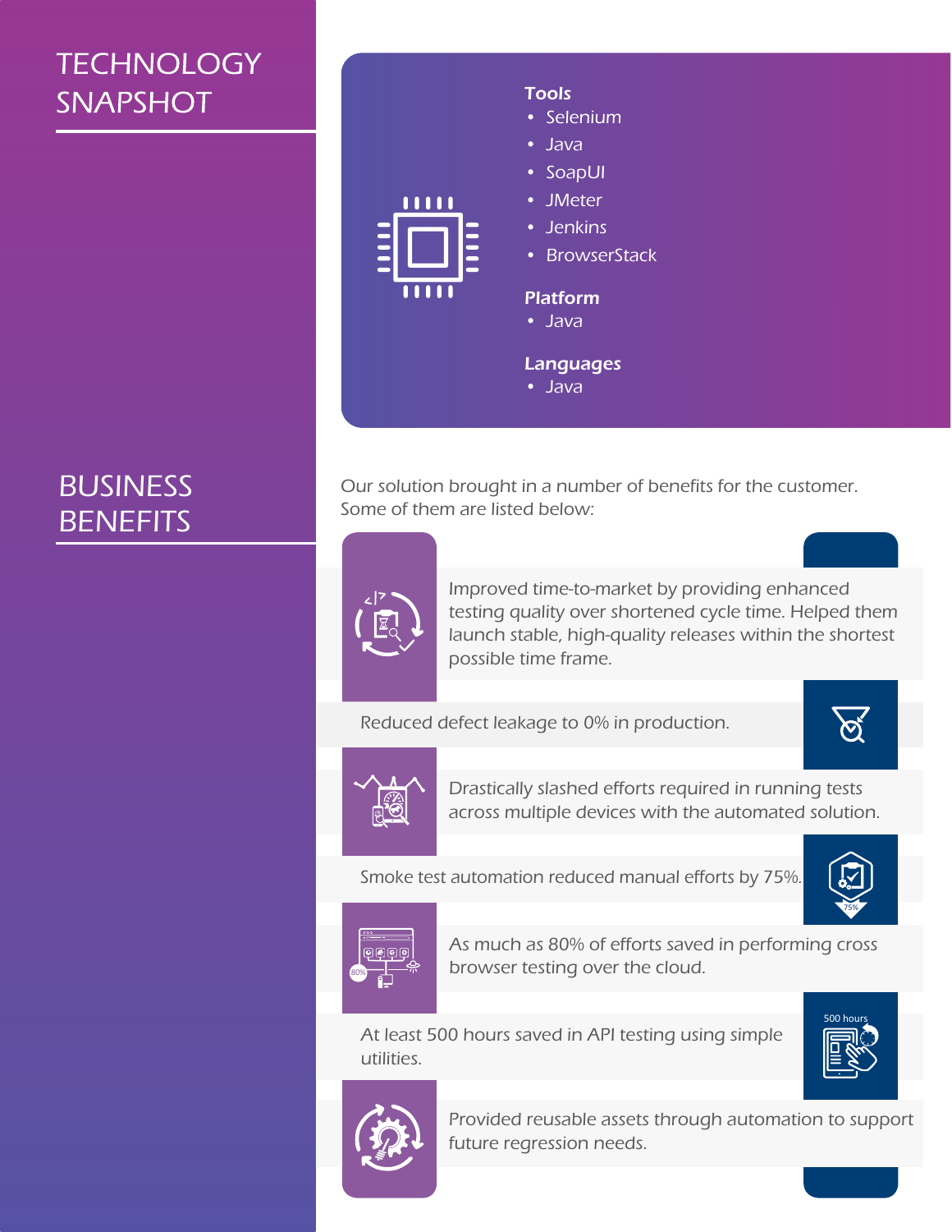## TECHNOLOGY SNAPSHOT

**Tools**

- Selenium
- Java
- SoapUI
- JMeter
- Jenkins
- BrowserStack

**Platform**

- Java

**Languages**

- Java

## BUSINESS BENEFITS

Our solution brought in a number of benefits for the customer. Some of them are listed below:

Improved time-to-market by providing enhanced testing quality over shortened cycle time. Helped them launch stable, high-quality releases within the shortest possible time frame.

Reduced defect leakage to 0% in production.

Drastically slashed efforts required in running tests across multiple devices with the automated solution.

Smoke test automation reduced manual efforts by 75%.

As much as 80% of efforts saved in performing cross browser testing over the cloud.

At least 500 hours saved in API testing using simple utilities.

Provided reusable assets through automation to support future regression needs.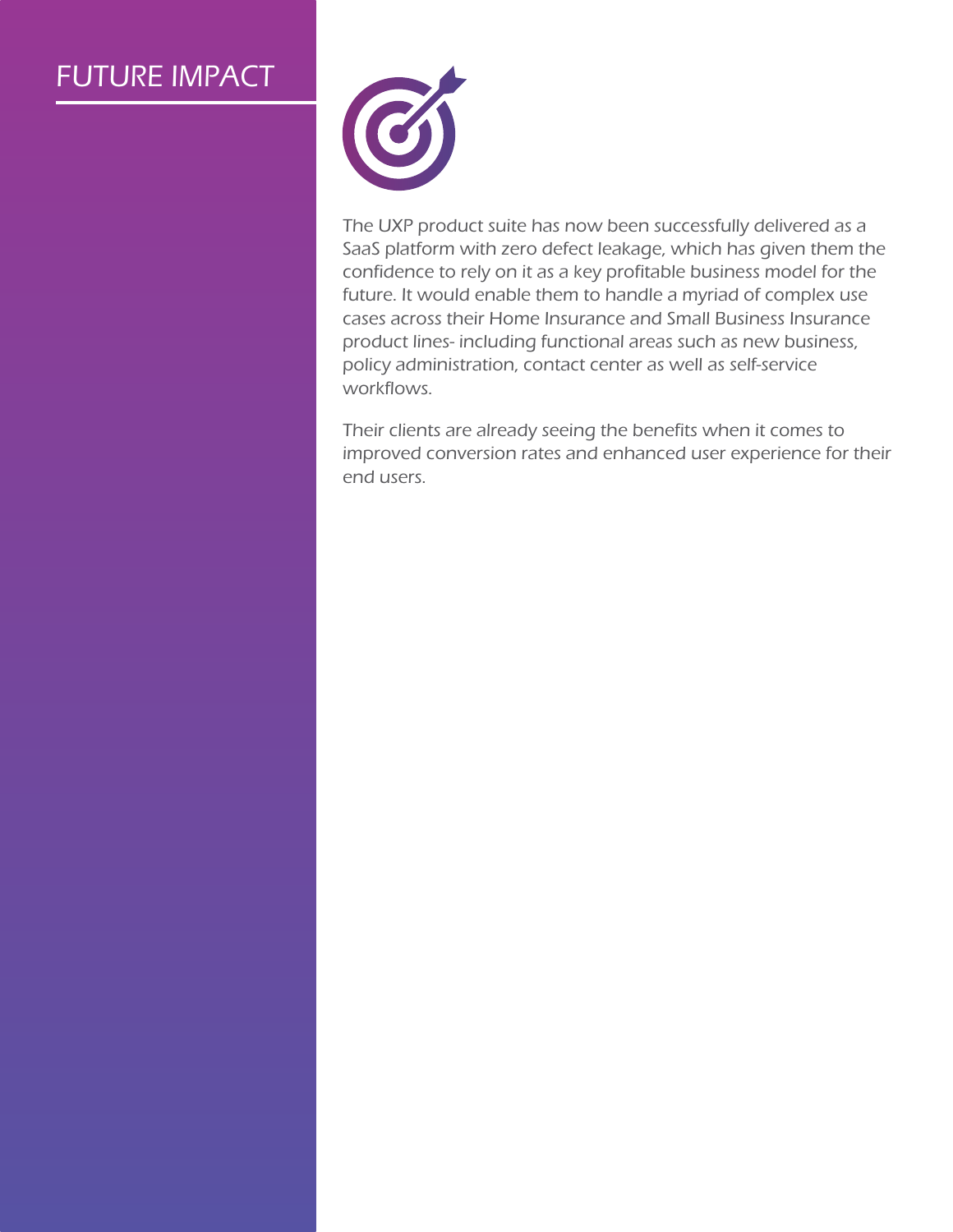# FUTURE IMPACT

The UXP product suite has now been successfully delivered as a SaaS platform with zero defect leakage, which has given them the confidence to rely on it as a key profitable business model for the future. It would enable them to handle a myriad of complex use cases across their Home Insurance and Small Business Insurance product lines- including functional areas such as new business, policy administration, contact center as well as self-service workflows.

Their clients are already seeing the benefits when it comes to improved conversion rates and enhanced user experience for their end users.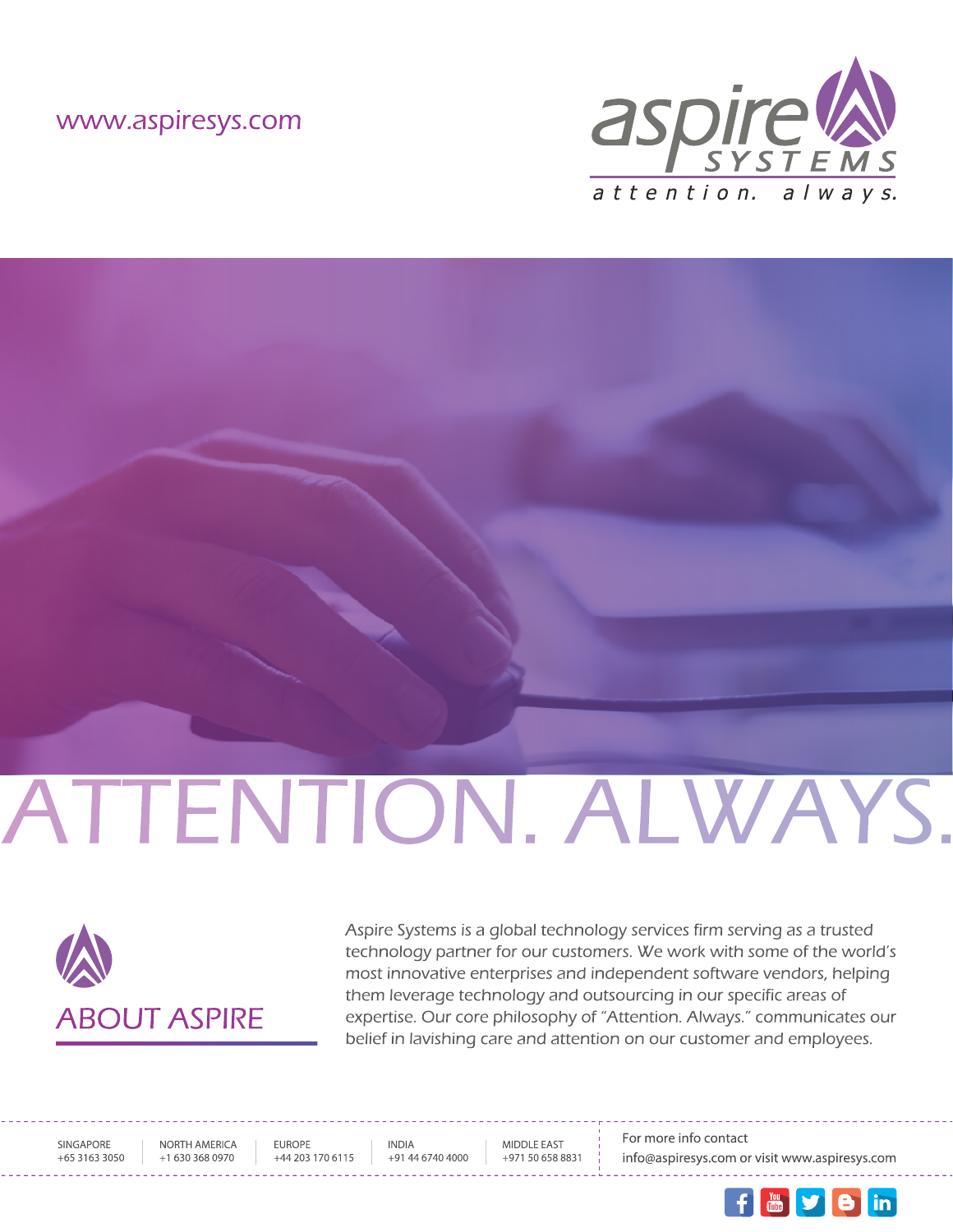www.aspiresys.com

aspire SYSTEMS
attention. always.

# ATTENTION. ALWAYS.

## ABOUT ASPIRE

Aspire Systems is a global technology services firm serving as a trusted technology partner for our customers. We work with some of the world's most innovative enterprises and independent software vendors, helping them leverage technology and outsourcing in our specific areas of expertise. Our core philosophy of "Attention. Always." communicates our belief in lavishing care and attention on our customer and employees.

| SINGAPORE | NORTH AMERICA | EUROPE | INDIA | MIDDLE EAST |
|---|---|---|---|---|
| +65 3163 3050 | +1 630 368 0970 | +44 203 170 6115 | +91 44 6740 4000 | +971 50 658 8831 |

For more info contact
info@aspiresys.com or visit www.aspiresys.com